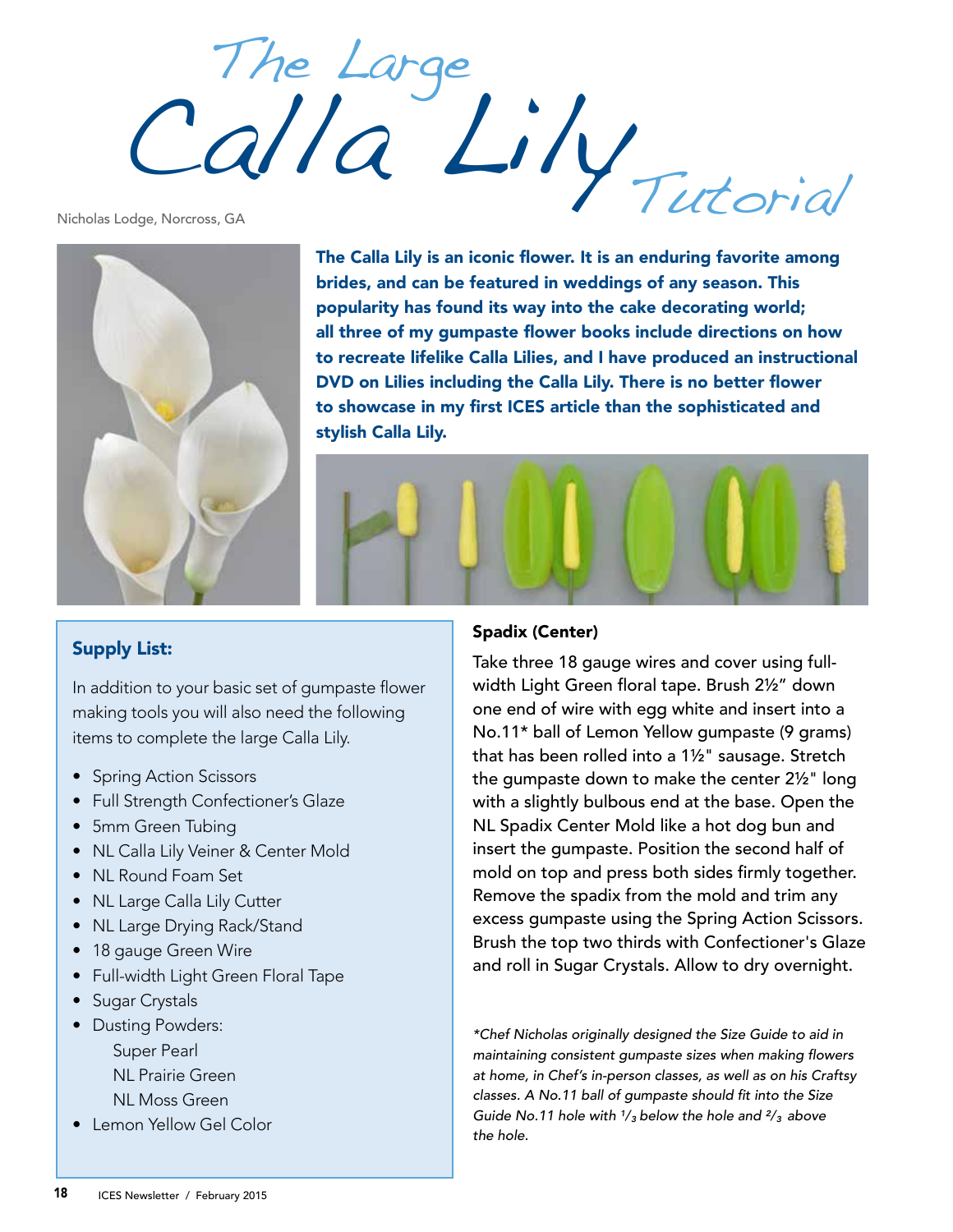# The Large Calla Lily Tutorial

Nicholas Lodge, Norcross, GA

**The Calla Lily is an iconic flower. It is an enduring favorite among brides, and can be featured in weddings of any season. This popularity has found its way into the cake decorating world; all three of my gumpaste flower books include directions on how to recreate lifelike Calla Lilies, and I have produced an instructional DVD on Lilies including the Calla Lily. There is no better flower to showcase in my first ICES article than the sophisticated and stylish Calla Lily.**

## Supply List:

In addition to your basic set of gumpaste flower making tools you will also need the following items to complete the large Calla Lily.

- Spring Action Scissors
- Full Strength Confectioner's Glaze
- 5mm Green Tubing
- NL Calla Lily Veiner & Center Mold
- NL Round Foam Set
- NL Large Calla Lily Cutter
- NL Large Drying Rack/Stand
- 18 gauge Green Wire
- Full-width Light Green Floral Tape
- Sugar Crystals
- Dusting Powders:
  - Super Pearl
  - NL Prairie Green
  - NL Moss Green
- Lemon Yellow Gel Color

### Spadix (Center)

Take three 18 gauge wires and cover using full-width Light Green floral tape. Brush 2½" down one end of wire with egg white and insert into a No.11* ball of Lemon Yellow gumpaste (9 grams) that has been rolled into a 1½" sausage. Stretch the gumpaste down to make the center 2½" long with a slightly bulbous end at the base. Open the NL Spadix Center Mold like a hot dog bun and insert the gumpaste. Position the second half of mold on top and press both sides firmly together. Remove the spadix from the mold and trim any excess gumpaste using the Spring Action Scissors. Brush the top two thirds with Confectioner's Glaze and roll in Sugar Crystals. Allow to dry overnight.

*\*Chef Nicholas originally designed the Size Guide to aid in maintaining consistent gumpaste sizes when making flowers at home, in Chef's in-person classes, as well as on his Craftsy classes. A No.11 ball of gumpaste should fit into the Size Guide No.11 hole with $^{1}/_{3}$ below the hole and $^{2}/_{3}$ above the hole.*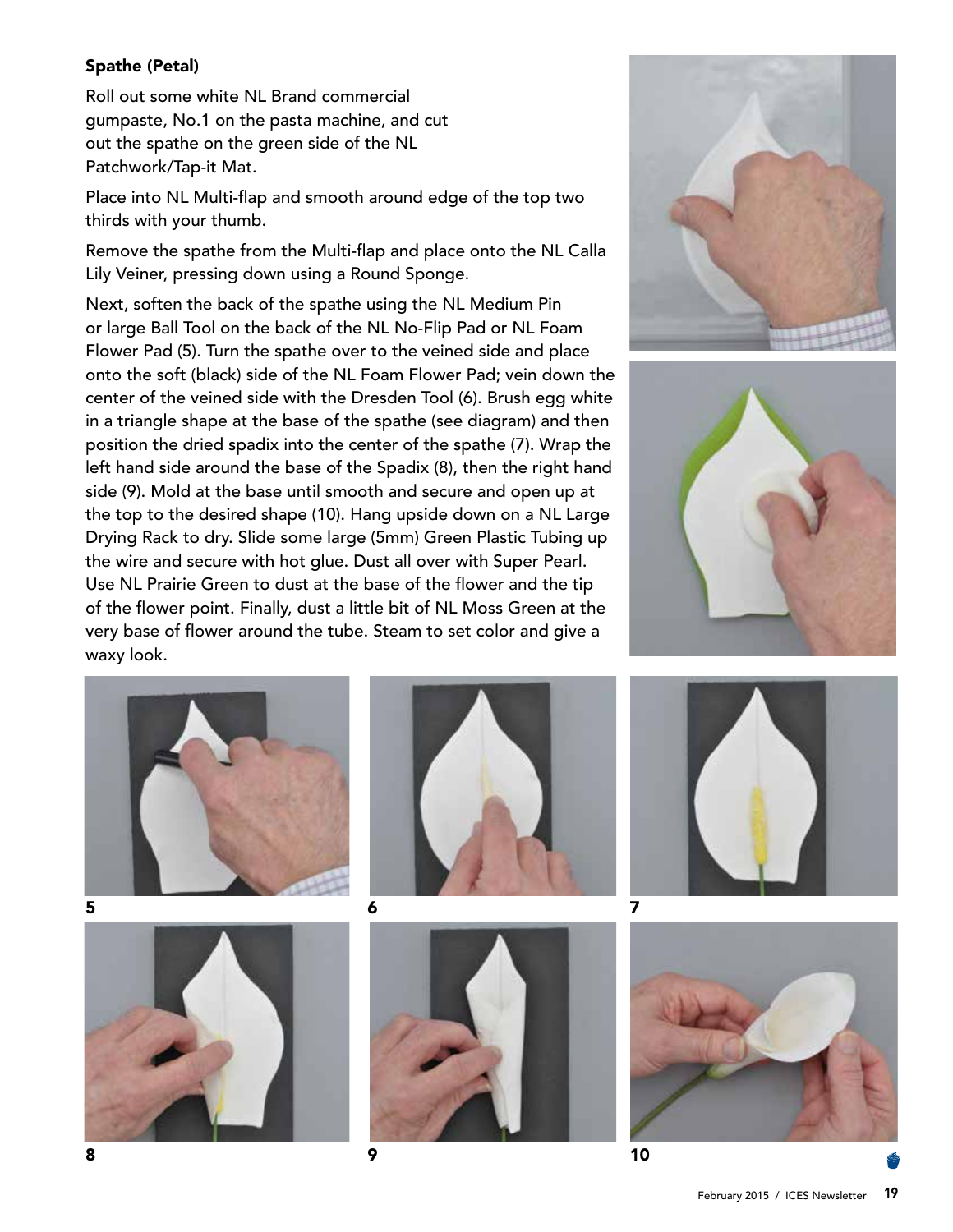## Spathe (Petal)

Roll out some white NL Brand commercial gumpaste, No.1 on the pasta machine, and cut out the spathe on the green side of the NL Patchwork/Tap-it Mat.

Place into NL Multi-flap and smooth around edge of the top two thirds with your thumb.

Remove the spathe from the Multi-flap and place onto the NL Calla Lily Veiner, pressing down using a Round Sponge.

Next, soften the back of the spathe using the NL Medium Pin or large Ball Tool on the back of the NL No-Flip Pad or NL Foam Flower Pad (5). Turn the spathe over to the veined side and place onto the soft (black) side of the NL Foam Flower Pad; vein down the center of the veined side with the Dresden Tool (6). Brush egg white in a triangle shape at the base of the spathe (see diagram) and then position the dried spadix into the center of the spathe (7). Wrap the left hand side around the base of the Spadix (8), then the right hand side (9). Mold at the base until smooth and secure and open up at the top to the desired shape (10). Hang upside down on a NL Large Drying Rack to dry. Slide some large (5mm) Green Plastic Tubing up the wire and secure with hot glue. Dust all over with Super Pearl. Use NL Prairie Green to dust at the base of the flower and the tip of the flower point. Finally, dust a little bit of NL Moss Green at the very base of flower around the tube. Steam to set color and give a waxy look.

5

6

7

8

9

10